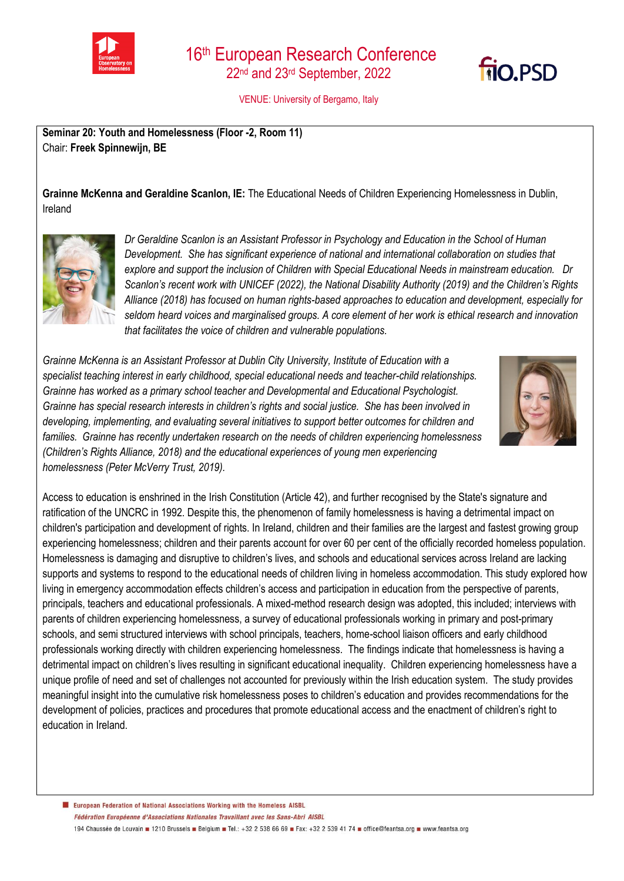# 16th European Research Conference

22nd and 23rd September, 2022

VENUE: University of Bergamo, Italy

**Seminar 20: Youth and Homelessness (Floor -2, Room 11)**
Chair: **Freek Spinnewijn, BE**

**Grainne McKenna and Geraldine Scanlon, IE:** The Educational Needs of Children Experiencing Homelessness in Dublin, Ireland

*Dr Geraldine Scanlon is an Assistant Professor in Psychology and Education in the School of Human Development. She has significant experience of national and international collaboration on studies that explore and support the inclusion of Children with Special Educational Needs in mainstream education. Dr Scanlon's recent work with UNICEF (2022), the National Disability Authority (2019) and the Children's Rights Alliance (2018) has focused on human rights-based approaches to education and development, especially for seldom heard voices and marginalised groups. A core element of her work is ethical research and innovation that facilitates the voice of children and vulnerable populations.*

*Grainne McKenna is an Assistant Professor at Dublin City University, Institute of Education with a specialist teaching interest in early childhood, special educational needs and teacher-child relationships. Grainne has worked as a primary school teacher and Developmental and Educational Psychologist. Grainne has special research interests in children's rights and social justice. She has been involved in developing, implementing, and evaluating several initiatives to support better outcomes for children and families. Grainne has recently undertaken research on the needs of children experiencing homelessness (Children's Rights Alliance, 2018) and the educational experiences of young men experiencing homelessness (Peter McVerry Trust, 2019).*

Access to education is enshrined in the Irish Constitution (Article 42), and further recognised by the State's signature and ratification of the UNCRC in 1992. Despite this, the phenomenon of family homelessness is having a detrimental impact on children's participation and development of rights. In Ireland, children and their families are the largest and fastest growing group experiencing homelessness; children and their parents account for over 60 per cent of the officially recorded homeless population. Homelessness is damaging and disruptive to children's lives, and schools and educational services across Ireland are lacking supports and systems to respond to the educational needs of children living in homeless accommodation. This study explored how living in emergency accommodation effects children's access and participation in education from the perspective of parents, principals, teachers and educational professionals. A mixed-method research design was adopted, this included; interviews with parents of children experiencing homelessness, a survey of educational professionals working in primary and post-primary schools, and semi structured interviews with school principals, teachers, home-school liaison officers and early childhood professionals working directly with children experiencing homelessness. The findings indicate that homelessness is having a detrimental impact on children's lives resulting in significant educational inequality. Children experiencing homelessness have a unique profile of need and set of challenges not accounted for previously within the Irish education system. The study provides meaningful insight into the cumulative risk homelessness poses to children's education and provides recommendations for the development of policies, practices and procedures that promote educational access and the enactment of children's right to education in Ireland.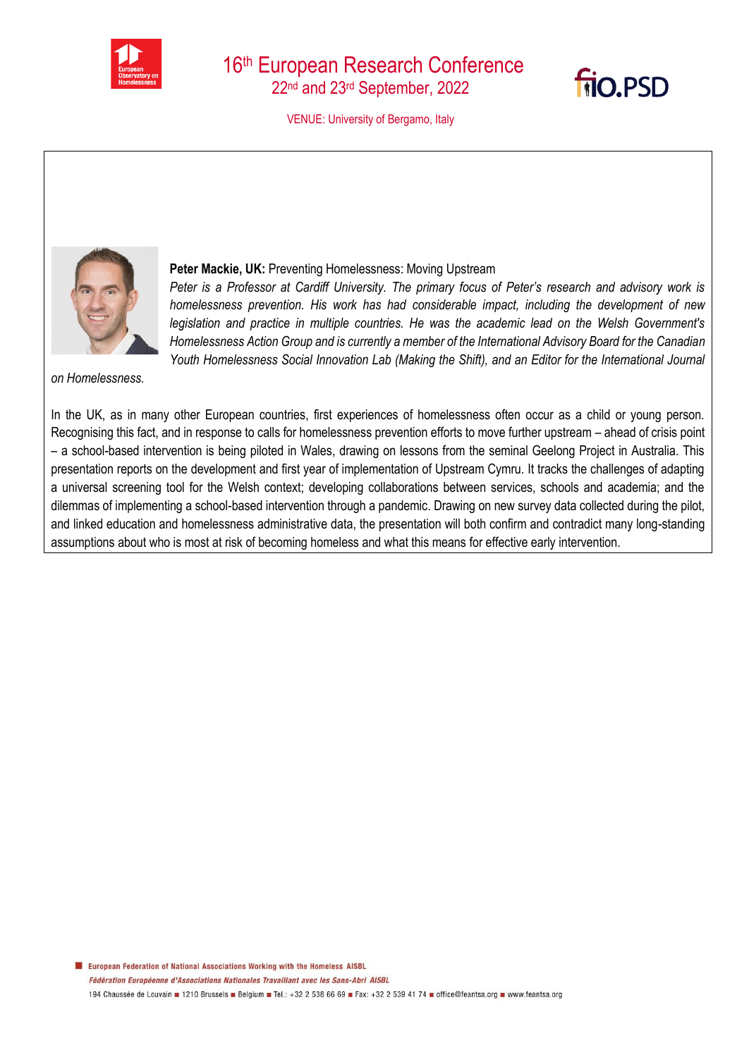**Peter Mackie, UK:** Preventing Homelessness: Moving Upstream

*Peter is a Professor at Cardiff University. The primary focus of Peter's research and advisory work is homelessness prevention. His work has had considerable impact, including the development of new legislation and practice in multiple countries. He was the academic lead on the Welsh Government's Homelessness Action Group and is currently a member of the International Advisory Board for the Canadian Youth Homelessness Social Innovation Lab (Making the Shift), and an Editor for the International Journal on Homelessness.*

In the UK, as in many other European countries, first experiences of homelessness often occur as a child or young person. Recognising this fact, and in response to calls for homelessness prevention efforts to move further upstream – ahead of crisis point – a school-based intervention is being piloted in Wales, drawing on lessons from the seminal Geelong Project in Australia. This presentation reports on the development and first year of implementation of Upstream Cymru. It tracks the challenges of adapting a universal screening tool for the Welsh context; developing collaborations between services, schools and academia; and the dilemmas of implementing a school-based intervention through a pandemic. Drawing on new survey data collected during the pilot, and linked education and homelessness administrative data, the presentation will both confirm and contradict many long-standing assumptions about who is most at risk of becoming homeless and what this means for effective early intervention.